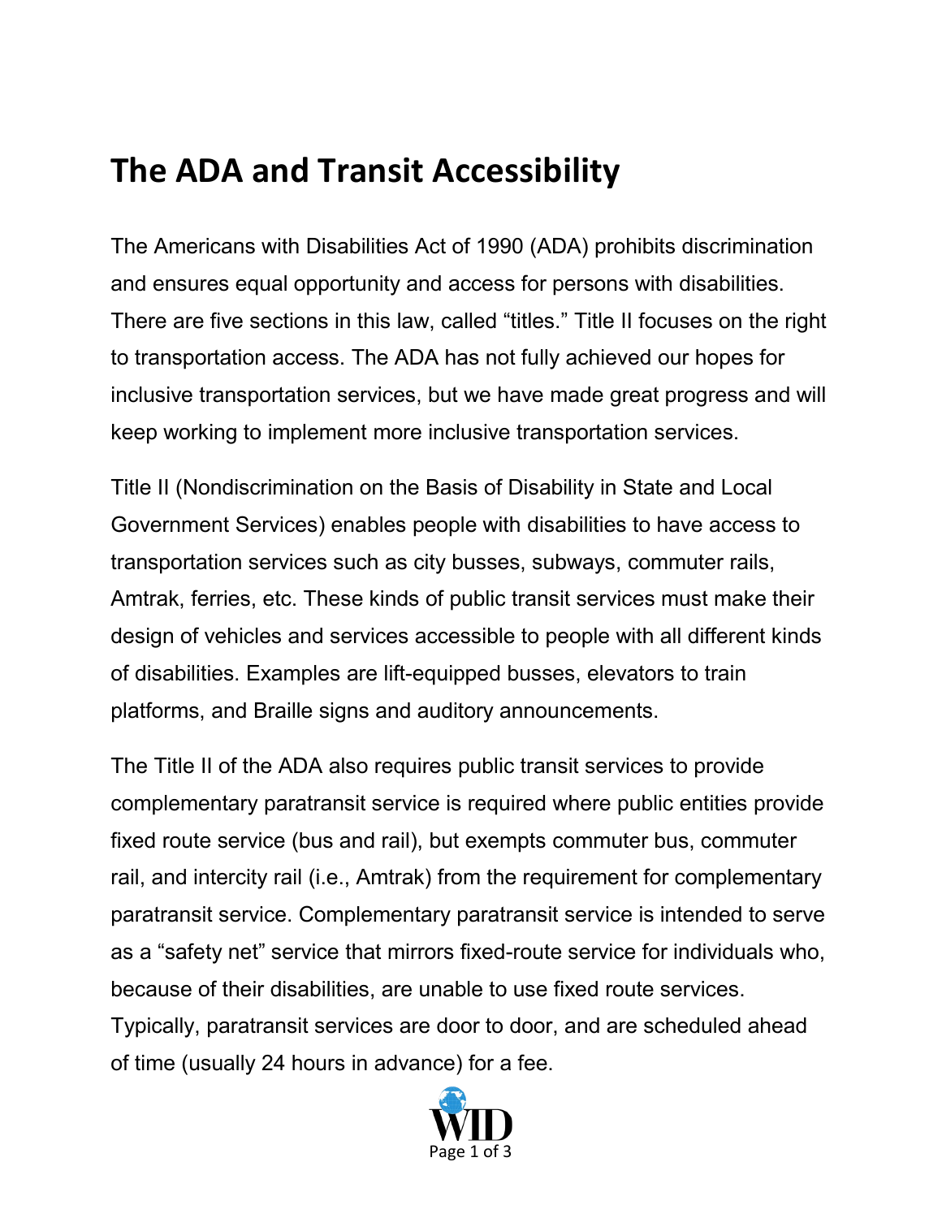# The ADA and Transit Accessibility

The Americans with Disabilities Act of 1990 (ADA) prohibits discrimination and ensures equal opportunity and access for persons with disabilities. There are five sections in this law, called "titles." Title II focuses on the right to transportation access. The ADA has not fully achieved our hopes for inclusive transportation services, but we have made great progress and will keep working to implement more inclusive transportation services.

Title II (Nondiscrimination on the Basis of Disability in State and Local Government Services) enables people with disabilities to have access to transportation services such as city busses, subways, commuter rails, Amtrak, ferries, etc. These kinds of public transit services must make their design of vehicles and services accessible to people with all different kinds of disabilities. Examples are lift-equipped busses, elevators to train platforms, and Braille signs and auditory announcements.

The Title II of the ADA also requires public transit services to provide complementary paratransit service is required where public entities provide fixed route service (bus and rail), but exempts commuter bus, commuter rail, and intercity rail (i.e., Amtrak) from the requirement for complementary paratransit service. Complementary paratransit service is intended to serve as a "safety net" service that mirrors fixed-route service for individuals who, because of their disabilities, are unable to use fixed route services. Typically, paratransit services are door to door, and are scheduled ahead of time (usually 24 hours in advance) for a fee.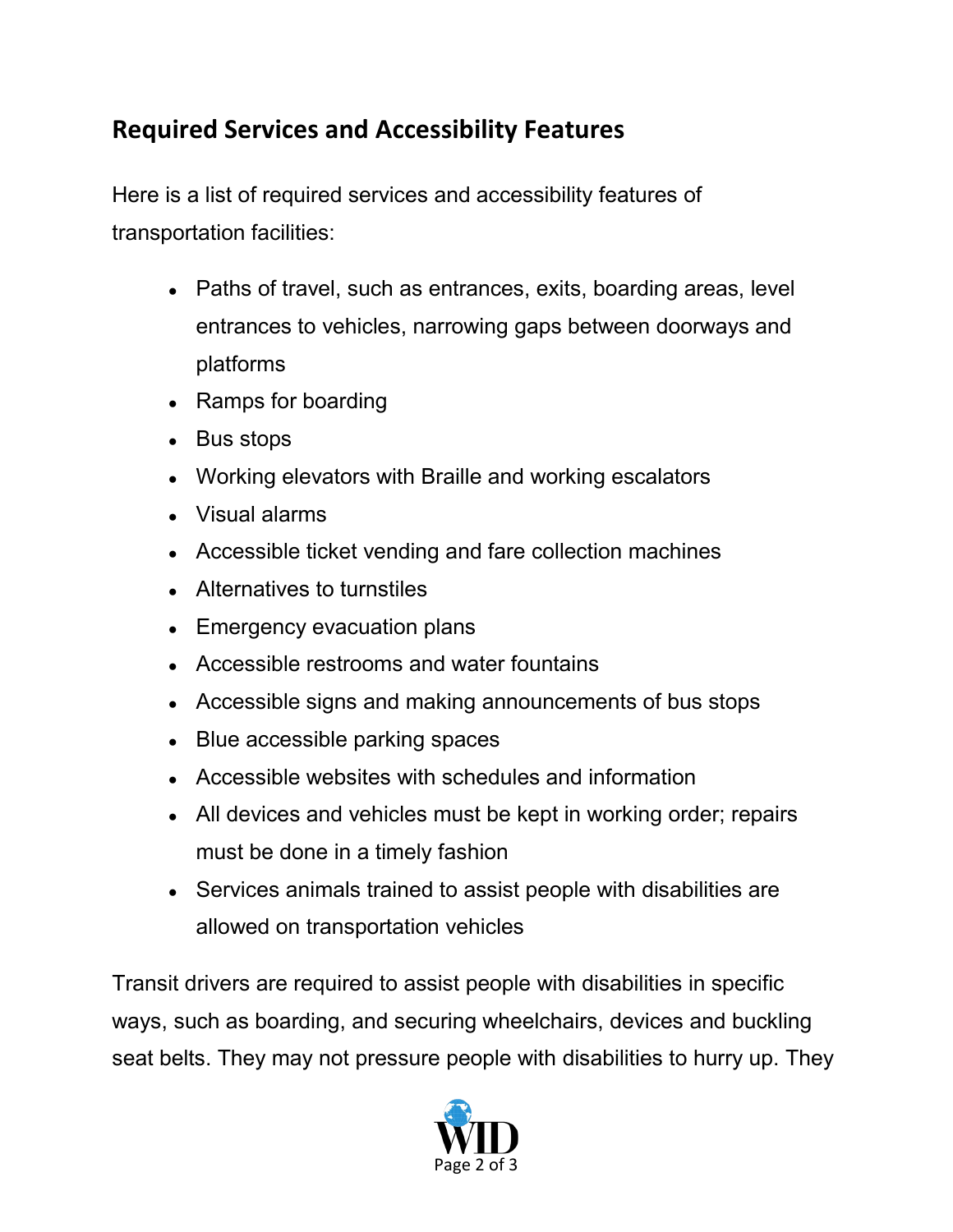## Required Services and Accessibility Features

Here is a list of required services and accessibility features of transportation facilities:

- Paths of travel, such as entrances, exits, boarding areas, level entrances to vehicles, narrowing gaps between doorways and platforms
- Ramps for boarding
- Bus stops
- Working elevators with Braille and working escalators
- Visual alarms
- Accessible ticket vending and fare collection machines
- Alternatives to turnstiles
- Emergency evacuation plans
- Accessible restrooms and water fountains
- Accessible signs and making announcements of bus stops
- Blue accessible parking spaces
- Accessible websites with schedules and information
- All devices and vehicles must be kept in working order; repairs must be done in a timely fashion
- Services animals trained to assist people with disabilities are allowed on transportation vehicles

Transit drivers are required to assist people with disabilities in specific ways, such as boarding, and securing wheelchairs, devices and buckling seat belts. They may not pressure people with disabilities to hurry up. They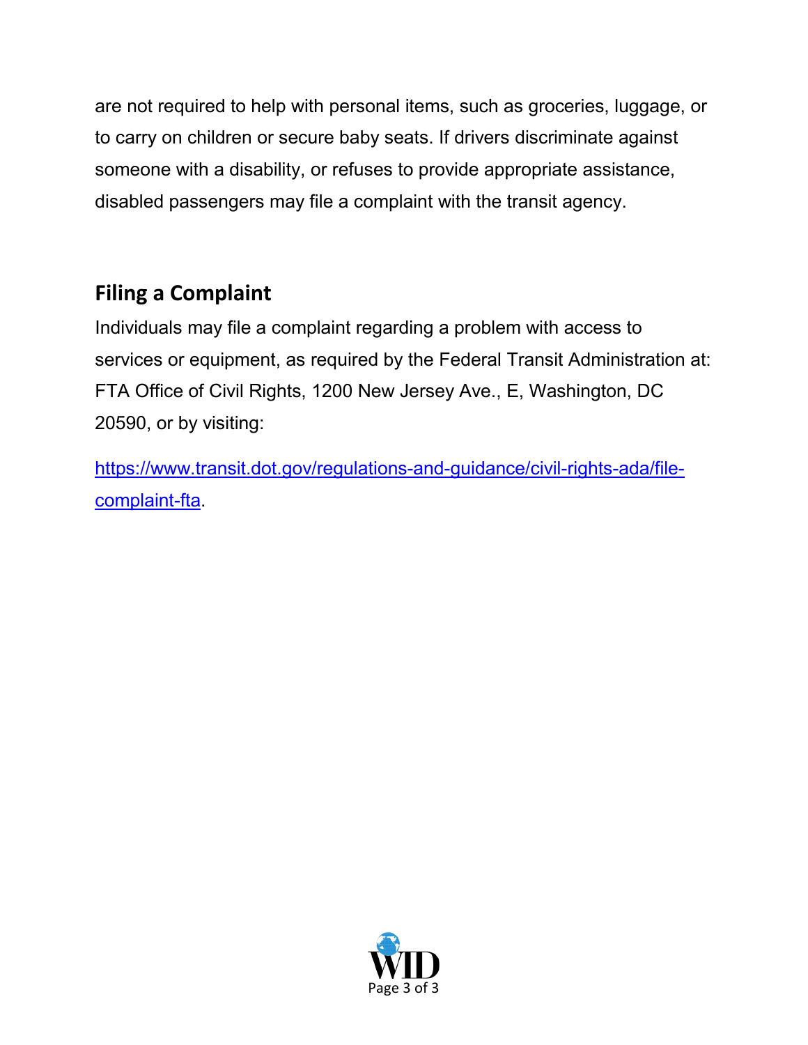are not required to help with personal items, such as groceries, luggage, or to carry on children or secure baby seats. If drivers discriminate against someone with a disability, or refuses to provide appropriate assistance, disabled passengers may file a complaint with the transit agency.

## Filing a Complaint

Individuals may file a complaint regarding a problem with access to services or equipment, as required by the Federal Transit Administration at: FTA Office of Civil Rights, 1200 New Jersey Ave., E, Washington, DC 20590, or by visiting:

[https://www.transit.dot.gov/regulations-and-guidance/civil-rights-ada/file-complaint-fta](https://www.transit.dot.gov/regulations-and-guidance/civil-rights-ada/file-complaint-fta).